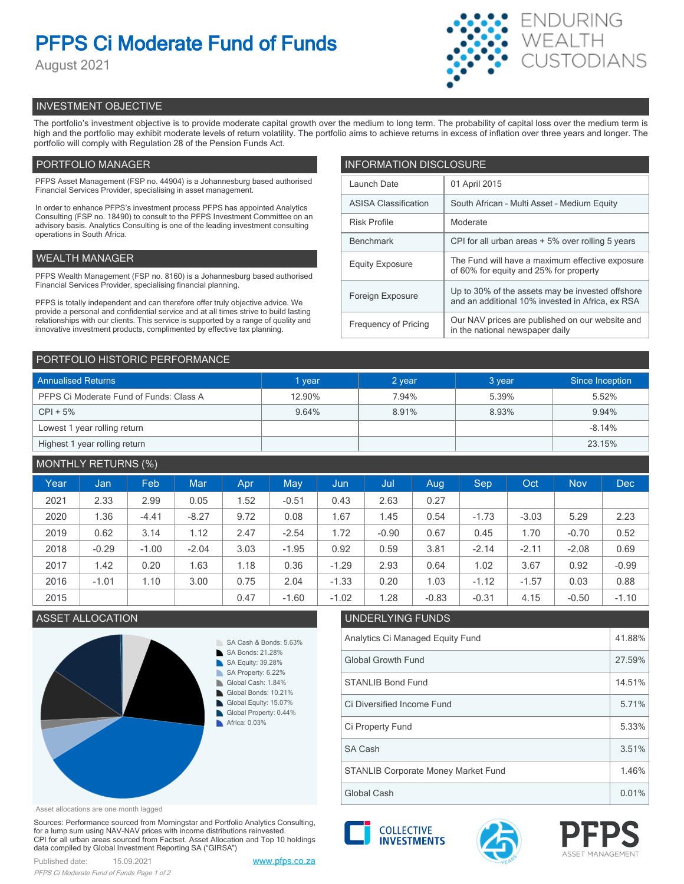# PFPS Ci Moderate Fund of Funds

August 2021

ENDURING WEALTH CUSTODIANS

## INVESTMENT OBJECTIVE

The portfolio's investment objective is to provide moderate capital growth over the medium to long term. The probability of capital loss over the medium term is high and the portfolio may exhibit moderate levels of return volatility. The portfolio aims to achieve returns in excess of inflation over three years and longer. The portfolio will comply with Regulation 28 of the Pension Funds Act.

## PORTFOLIO MANAGER

PFPS Asset Management (FSP no. 44904) is a Johannesburg based authorised Financial Services Provider, specialising in asset management.

In order to enhance PFPS's investment process PFPS has appointed Analytics Consulting (FSP no. 18490) to consult to the PFPS Investment Committee on an advisory basis. Analytics Consulting is one of the leading investment consulting operations in South Africa.

## WEALTH MANAGER

PFPS Wealth Management (FSP no. 8160) is a Johannesburg based authorised Financial Services Provider, specialising financial planning.

PFPS is totally independent and can therefore offer truly objective advice. We provide a personal and confidential service and at all times strive to build lasting relationships with our clients. This service is supported by a range of quality and innovative investment products, complimented by effective tax planning.

## INFORMATION DISCLOSURE

| | |
|---|---|
| Launch Date | 01 April 2015 |
| ASISA Classification | South African - Multi Asset - Medium Equity |
| Risk Profile | Moderate |
| Benchmark | CPI for all urban areas + 5% over rolling 5 years |
| Equity Exposure | The Fund will have a maximum effective exposure of 60% for equity and 25% for property |
| Foreign Exposure | Up to 30% of the assets may be invested offshore and an additional 10% invested in Africa, ex RSA |
| Frequency of Pricing | Our NAV prices are published on our website and in the national newspaper daily |

## PORTFOLIO HISTORIC PERFORMANCE

| Annualised Returns | 1 year | 2 year | 3 year | Since Inception |
|---|---|---|---|---|
| PFPS Ci Moderate Fund of Funds: Class A | 12.90% | 7.94% | 5.39% | 5.52% |
| CPI + 5% | 9.64% | 8.91% | 8.93% | 9.94% |
| Lowest 1 year rolling return | | | | -8.14% |
| Highest 1 year rolling return | | | | 23.15% |

## MONTHLY RETURNS (%)

| Year | Jan | Feb | Mar | Apr | May | Jun | Jul | Aug | Sep | Oct | Nov | Dec |
|---|---|---|---|---|---|---|---|---|---|---|---|---|
| 2021 | 2.33 | 2.99 | 0.05 | 1.52 | -0.51 | 0.43 | 2.63 | 0.27 | | | | |
| 2020 | 1.36 | -4.41 | -8.27 | 9.72 | 0.08 | 1.67 | 1.45 | 0.54 | -1.73 | -3.03 | 5.29 | 2.23 |
| 2019 | 0.62 | 3.14 | 1.12 | 2.47 | -2.54 | 1.72 | -0.90 | 0.67 | 0.45 | 1.70 | -0.70 | 0.52 |
| 2018 | -0.29 | -1.00 | -2.04 | 3.03 | -1.95 | 0.92 | 0.59 | 3.81 | -2.14 | -2.11 | -2.08 | 0.69 |
| 2017 | 1.42 | 0.20 | 1.63 | 1.18 | 0.36 | -1.29 | 2.93 | 0.64 | 1.02 | 3.67 | 0.92 | -0.99 |
| 2016 | -1.01 | 1.10 | 3.00 | 0.75 | 2.04 | -1.33 | 0.20 | 1.03 | -1.12 | -1.57 | 0.03 | 0.88 |
| 2015 | | | | 0.47 | -1.60 | -1.02 | 1.28 | -0.83 | -0.31 | 4.15 | -0.50 | -1.10 |

## ASSET ALLOCATION

- SA Cash & Bonds: 5.63%
- SA Bonds: 21.28%
- SA Equity: 39.28%
- SA Property: 6.22%
- Global Cash: 1.84%
- Global Bonds: 10.21%
- Global Equity: 15.07%
- Global Property: 0.44%
- Africa: 0.03%

Asset allocations are one month lagged

## UNDERLYING FUNDS

| | |
|---|---|
| Analytics Ci Managed Equity Fund | 41.88% |
| Global Growth Fund | 27.59% |
| STANLIB Bond Fund | 14.51% |
| Ci Diversified Income Fund | 5.71% |
| Ci Property Fund | 5.33% |
| SA Cash | 3.51% |
| STANLIB Corporate Money Market Fund | 1.46% |
| Global Cash | 0.01% |

Sources: Performance sourced from Morningstar and Portfolio Analytics Consulting, for a lump sum using NAV-NAV prices with income distributions reinvested. CPI for all urban areas sourced from Factset. Asset Allocation and Top 10 holdings data compiled by Global Investment Reporting SA ("GIRSA")

Published date: 15.09.2021

www.pfps.co.za

COLLECTIVE INVESTMENTS

PFPS ASSET MANAGEMENT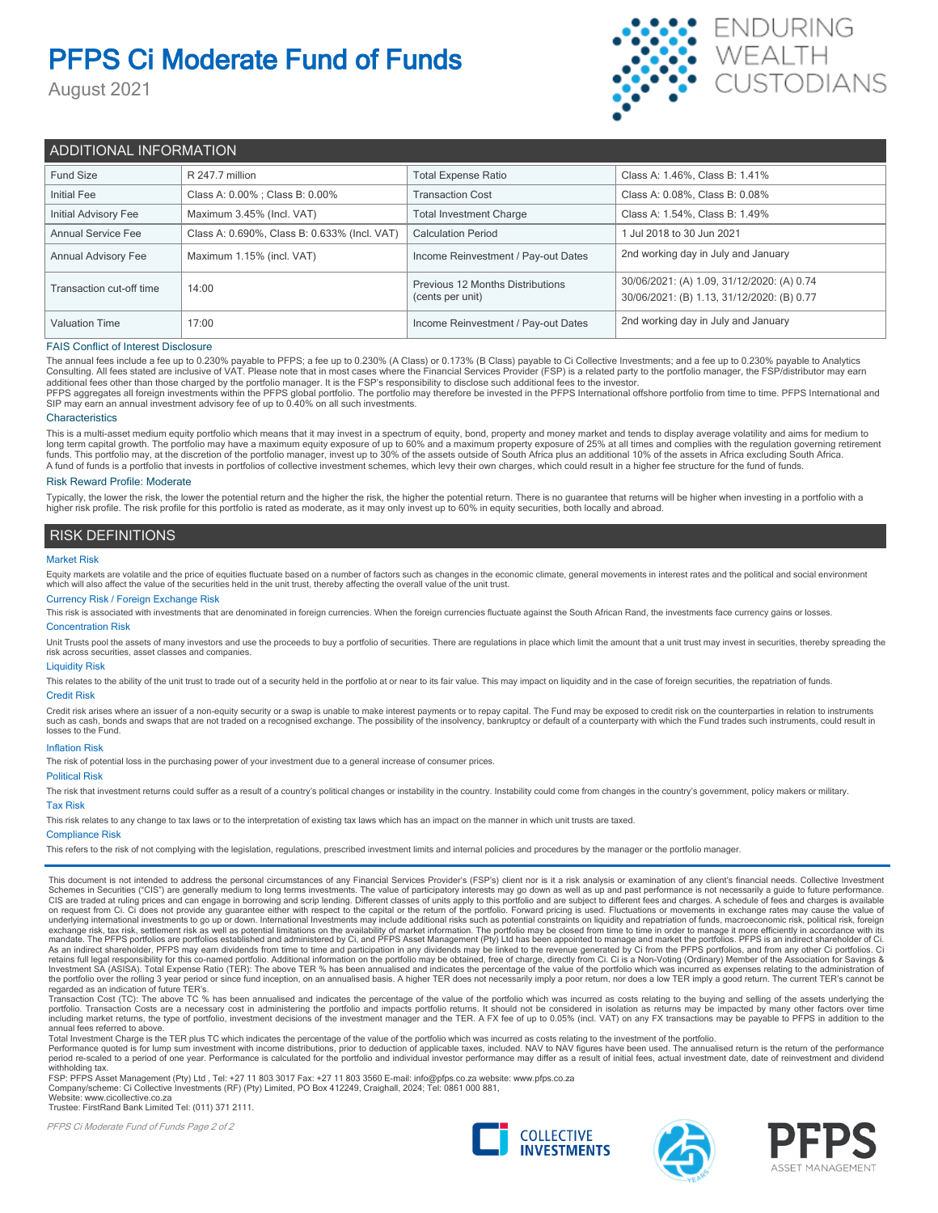# PFPS Ci Moderate Fund of Funds

August 2021

ENDURING WEALTH CUSTODIANS

## ADDITIONAL INFORMATION

| | | | |
|---|---|---|---|
| Fund Size | R 247.7 million | Total Expense Ratio | Class A: 1.46%, Class B: 1.41% |
| Initial Fee | Class A: 0.00% ; Class B: 0.00% | Transaction Cost | Class A: 0.08%, Class B: 0.08% |
| Initial Advisory Fee | Maximum 3.45% (Incl. VAT) | Total Investment Charge | Class A: 1.54%, Class B: 1.49% |
| Annual Service Fee | Class A: 0.690%, Class B: 0.633% (Incl. VAT) | Calculation Period | 1 Jul 2018 to 30 Jun 2021 |
| Annual Advisory Fee | Maximum 1.15% (incl. VAT) | Income Reinvestment / Pay-out Dates | 2nd working day in July and January |
| Transaction cut-off time | 14:00 | Previous 12 Months Distributions (cents per unit) | 30/06/2021: (A) 1.09, 31/12/2020: (A) 0.74<br>30/06/2021: (B) 1.13, 31/12/2020: (B) 0.77 |
| Valuation Time | 17:00 | Income Reinvestment / Pay-out Dates | 2nd working day in July and January |

### FAIS Conflict of Interest Disclosure

The annual fees include a fee up to 0.230% payable to PFPS; a fee up to 0.230% (A Class) or 0.173% (B Class) payable to Ci Collective Investments; and a fee up to 0.230% payable to Analytics Consulting. All fees stated are inclusive of VAT. Please note that in most cases where the Financial Services Provider (FSP) is a related party to the portfolio manager, the FSP/distributor may earn additional fees other than those charged by the portfolio manager. It is the FSP's responsibility to disclose such additional fees to the investor.
PFPS aggregates all foreign investments within the PFPS global portfolio. The portfolio may therefore be invested in the PFPS International offshore portfolio from time to time. PFPS International and SIP may earn an annual investment advisory fee of up to 0.40% on all such investments.

### Characteristics

This is a multi-asset medium equity portfolio which means that it may invest in a spectrum of equity, bond, property and money market and tends to display average volatility and aims for medium to long term capital growth. The portfolio may have a maximum equity exposure of up to 60% and a maximum property exposure of 25% at all times and complies with the regulation governing retirement funds. This portfolio may, at the discretion of the portfolio manager, invest up to 30% of the assets outside of South Africa plus an additional 10% of the assets in Africa excluding South Africa.
A fund of funds is a portfolio that invests in portfolios of collective investment schemes, which levy their own charges, which could result in a higher fee structure for the fund of funds.

### Risk Reward Profile: Moderate

Typically, the lower the risk, the lower the potential return and the higher the risk, the higher the potential return. There is no guarantee that returns will be higher when investing in a portfolio with a higher risk profile. The risk profile for this portfolio is rated as moderate, as it may only invest up to 60% in equity securities, both locally and abroad.

## RISK DEFINITIONS

### Market Risk

Equity markets are volatile and the price of equities fluctuate based on a number of factors such as changes in the economic climate, general movements in interest rates and the political and social environment which will also affect the value of the securities held in the unit trust, thereby affecting the overall value of the unit trust.

### Currency Risk / Foreign Exchange Risk

This risk is associated with investments that are denominated in foreign currencies. When the foreign currencies fluctuate against the South African Rand, the investments face currency gains or losses.

### Concentration Risk

Unit Trusts pool the assets of many investors and use the proceeds to buy a portfolio of securities. There are regulations in place which limit the amount that a unit trust may invest in securities, thereby spreading the risk across securities, asset classes and companies.

### Liquidity Risk

This relates to the ability of the unit trust to trade out of a security held in the portfolio at or near to its fair value. This may impact on liquidity and in the case of foreign securities, the repatriation of funds.

### Credit Risk

Credit risk arises where an issuer of a non-equity security or a swap is unable to make interest payments or to repay capital. The Fund may be exposed to credit risk on the counterparties in relation to instruments such as cash, bonds and swaps that are not traded on a recognised exchange. The possibility of the insolvency, bankruptcy or default of a counterparty with which the Fund trades such instruments, could result in losses to the Fund.

### Inflation Risk

The risk of potential loss in the purchasing power of your investment due to a general increase of consumer prices.

### Political Risk

The risk that investment returns could suffer as a result of a country's political changes or instability in the country. Instability could come from changes in the country's government, policy makers or military.

### Tax Risk

This risk relates to any change to tax laws or to the interpretation of existing tax laws which has an impact on the manner in which unit trusts are taxed.

### Compliance Risk

This refers to the risk of not complying with the legislation, regulations, prescribed investment limits and internal policies and procedures by the manager or the portfolio manager.

This document is not intended to address the personal circumstances of any Financial Services Provider's (FSP's) client nor is it a risk analysis or examination of any client's financial needs. Collective Investment Schemes in Securities ("CIS") are generally medium to long terms investments. The value of participatory interests may go down as well as up and past performance is not necessarily a guide to future performance. CIS are traded at ruling prices and can engage in borrowing and scrip lending. Different classes of units apply to this portfolio and are subject to different fees and charges. A schedule of fees and charges is available on request from Ci. Ci does not provide any guarantee either with respect to the capital or the return of the portfolio. Forward pricing is used. Fluctuations or movements in exchange rates may cause the value of underlying international investments to go up or down. International Investments may include additional risks such as potential constraints on liquidity and repatriation of funds, macroeconomic risk, political risk, foreign exchange risk, tax risk, settlement risk as well as potential limitations on the availability of market information. The portfolio may be closed from time to time in order to manage it more efficiently in accordance with its mandate. The PFPS portfolios are portfolios established and administered by Ci, and PFPS Asset Management (Pty) Ltd has been appointed to manage and market the portfolios. PFPS is an indirect shareholder of Ci. As an indirect shareholder, PFPS may earn dividends from time to time and participation in any dividends may be linked to the revenue generated by Ci from the PFPS portfolios, and from any other Ci portfolios. Ci retains full legal responsibility for this co-named portfolio. Additional information on the portfolio may be obtained, free of charge, directly from Ci. Ci is a Non-Voting (Ordinary) Member of the Association for Savings & Investment SA (ASISA). Total Expense Ratio (TER): The above TER % has been annualised and indicates the percentage of the value of the portfolio which was incurred as expenses relating to the administration of the portfolio over the rolling 3 year period or since fund inception, on an annualised basis. A higher TER does not necessarily imply a poor return, nor does a low TER imply a good return. The current TER's cannot be regarded as an indication of future TER's.
Transaction Cost (TC): The above TC % has been annualised and indicates the percentage of the value of the portfolio which was incurred as costs relating to the buying and selling of the assets underlying the portfolio. Transaction Costs are a necessary cost in administering the portfolio and impacts portfolio returns. It should not be considered in isolation as returns may be impacted by many other factors over time including market returns, the type of portfolio, investment decisions of the investment manager and the TER. A FX fee of up to 0.05% (incl. VAT) on any FX transactions may be payable to PFPS in addition to the annual fees referred to above.
Total Investment Charge is the TER plus TC which indicates the percentage of the value of the portfolio which was incurred as costs relating to the investment of the portfolio.
Performance quoted is for lump sum investment with income distributions, prior to deduction of applicable taxes, included. NAV to NAV figures have been used. The annualised return is the return of the performance period re-scaled to a period of one year. Performance is calculated for the portfolio and individual investor performance may differ as a result of initial fees, actual investment date, date of reinvestment and dividend withholding tax.
FSP: PFPS Asset Management (Pty) Ltd , Tel: +27 11 803 3017 Fax: +27 11 803 3560 E-mail: info@pfps.co.za website: www.pfps.co.za
Company/scheme: Ci Collective Investments (RF) (Pty) Limited, PO Box 412249, Craighall, 2024; Tel: 0861 000 881,
Website: www.cicollective.co.za
Trustee: FirstRand Bank Limited Tel: (011) 371 2111.

COLLECTIVE INVESTMENTS

PFPS ASSET MANAGEMENT